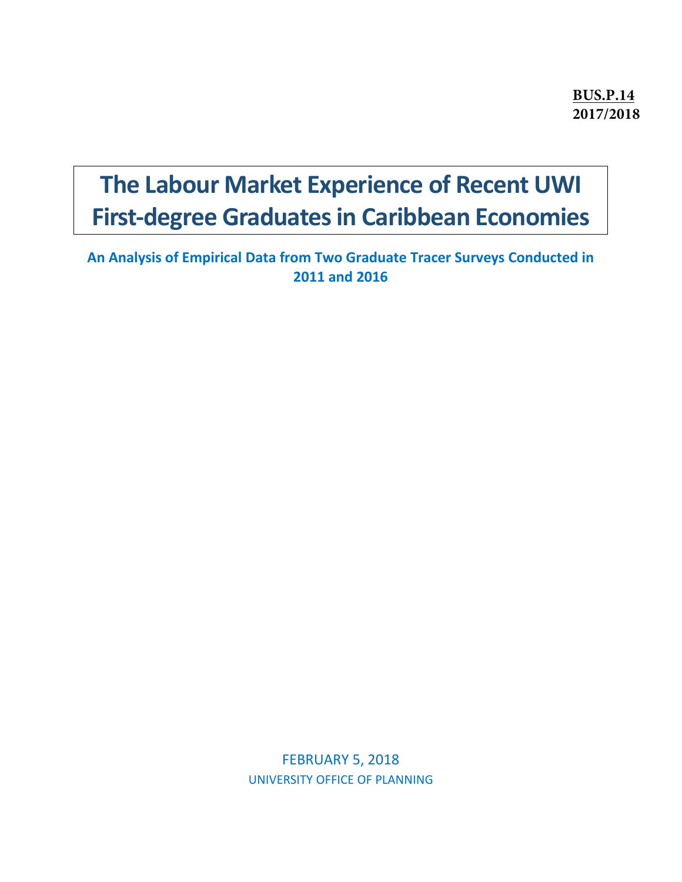**BUS.P.14**
**2017/2018**

# The Labour Market Experience of Recent UWI First-degree Graduates in Caribbean Economies

## An Analysis of Empirical Data from Two Graduate Tracer Surveys Conducted in 2011 and 2016

FEBRUARY 5, 2018

UNIVERSITY OFFICE OF PLANNING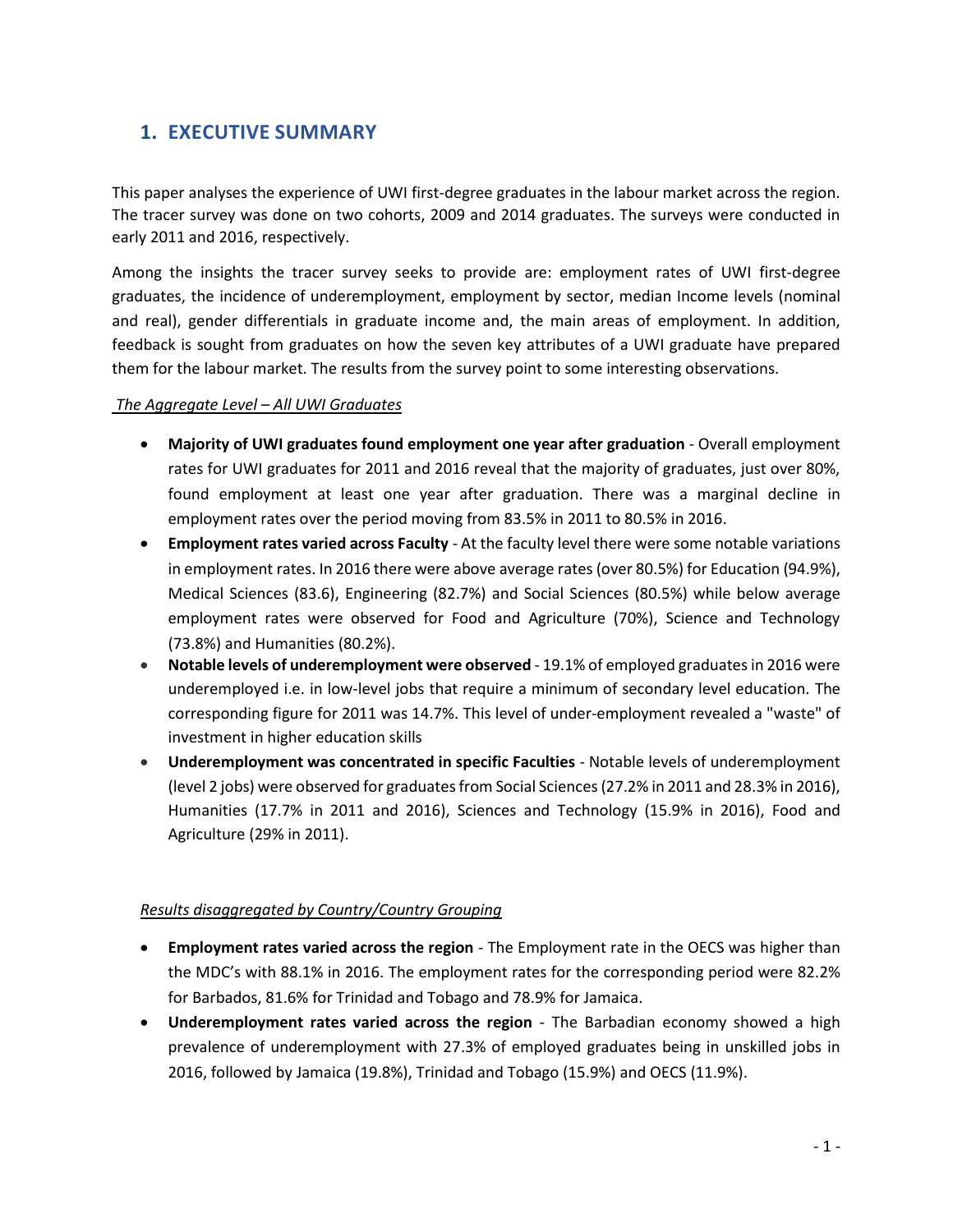# 1. EXECUTIVE SUMMARY

This paper analyses the experience of UWI first-degree graduates in the labour market across the region. The tracer survey was done on two cohorts, 2009 and 2014 graduates. The surveys were conducted in early 2011 and 2016, respectively.

Among the insights the tracer survey seeks to provide are: employment rates of UWI first-degree graduates, the incidence of underemployment, employment by sector, median Income levels (nominal and real), gender differentials in graduate income and, the main areas of employment. In addition, feedback is sought from graduates on how the seven key attributes of a UWI graduate have prepared them for the labour market. The results from the survey point to some interesting observations.

*The Aggregate Level – All UWI Graduates*

- **Majority of UWI graduates found employment one year after graduation** - Overall employment rates for UWI graduates for 2011 and 2016 reveal that the majority of graduates, just over 80%, found employment at least one year after graduation. There was a marginal decline in employment rates over the period moving from 83.5% in 2011 to 80.5% in 2016.
- **Employment rates varied across Faculty** - At the faculty level there were some notable variations in employment rates. In 2016 there were above average rates (over 80.5%) for Education (94.9%), Medical Sciences (83.6), Engineering (82.7%) and Social Sciences (80.5%) while below average employment rates were observed for Food and Agriculture (70%), Science and Technology (73.8%) and Humanities (80.2%).
- **Notable levels of underemployment were observed** - 19.1% of employed graduates in 2016 were underemployed i.e. in low-level jobs that require a minimum of secondary level education. The corresponding figure for 2011 was 14.7%. This level of under-employment revealed a "waste" of investment in higher education skills
- **Underemployment was concentrated in specific Faculties** - Notable levels of underemployment (level 2 jobs) were observed for graduates from Social Sciences (27.2% in 2011 and 28.3% in 2016), Humanities (17.7% in 2011 and 2016), Sciences and Technology (15.9% in 2016), Food and Agriculture (29% in 2011).

*Results disaggregated by Country/Country Grouping*

- **Employment rates varied across the region** - The Employment rate in the OECS was higher than the MDC's with 88.1% in 2016. The employment rates for the corresponding period were 82.2% for Barbados, 81.6% for Trinidad and Tobago and 78.9% for Jamaica.
- **Underemployment rates varied across the region** - The Barbadian economy showed a high prevalence of underemployment with 27.3% of employed graduates being in unskilled jobs in 2016, followed by Jamaica (19.8%), Trinidad and Tobago (15.9%) and OECS (11.9%).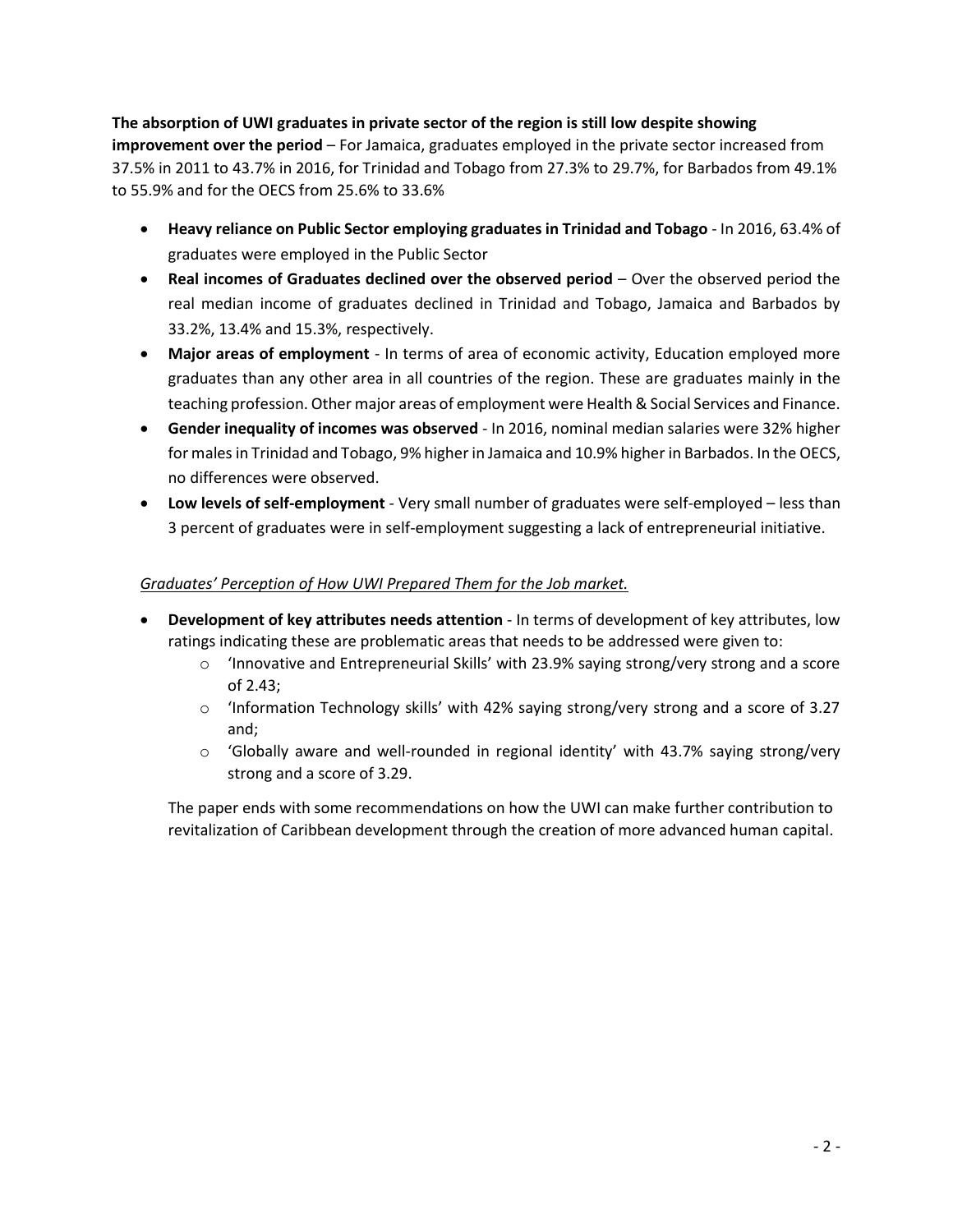**The absorption of UWI graduates in private sector of the region is still low despite showing improvement over the period** – For Jamaica, graduates employed in the private sector increased from 37.5% in 2011 to 43.7% in 2016, for Trinidad and Tobago from 27.3% to 29.7%, for Barbados from 49.1% to 55.9% and for the OECS from 25.6% to 33.6%

- **Heavy reliance on Public Sector employing graduates in Trinidad and Tobago** - In 2016, 63.4% of graduates were employed in the Public Sector
- **Real incomes of Graduates declined over the observed period** – Over the observed period the real median income of graduates declined in Trinidad and Tobago, Jamaica and Barbados by 33.2%, 13.4% and 15.3%, respectively.
- **Major areas of employment** - In terms of area of economic activity, Education employed more graduates than any other area in all countries of the region. These are graduates mainly in the teaching profession. Other major areas of employment were Health & Social Services and Finance.
- **Gender inequality of incomes was observed** - In 2016, nominal median salaries were 32% higher for males in Trinidad and Tobago, 9% higher in Jamaica and 10.9% higher in Barbados. In the OECS, no differences were observed.
- **Low levels of self-employment** - Very small number of graduates were self-employed – less than 3 percent of graduates were in self-employment suggesting a lack of entrepreneurial initiative.

*Graduates' Perception of How UWI Prepared Them for the Job market.*

- **Development of key attributes needs attention** - In terms of development of key attributes, low ratings indicating these are problematic areas that needs to be addressed were given to:
  - 'Innovative and Entrepreneurial Skills' with 23.9% saying strong/very strong and a score of 2.43;
  - 'Information Technology skills' with 42% saying strong/very strong and a score of 3.27 and;
  - 'Globally aware and well-rounded in regional identity' with 43.7% saying strong/very strong and a score of 3.29.

The paper ends with some recommendations on how the UWI can make further contribution to revitalization of Caribbean development through the creation of more advanced human capital.